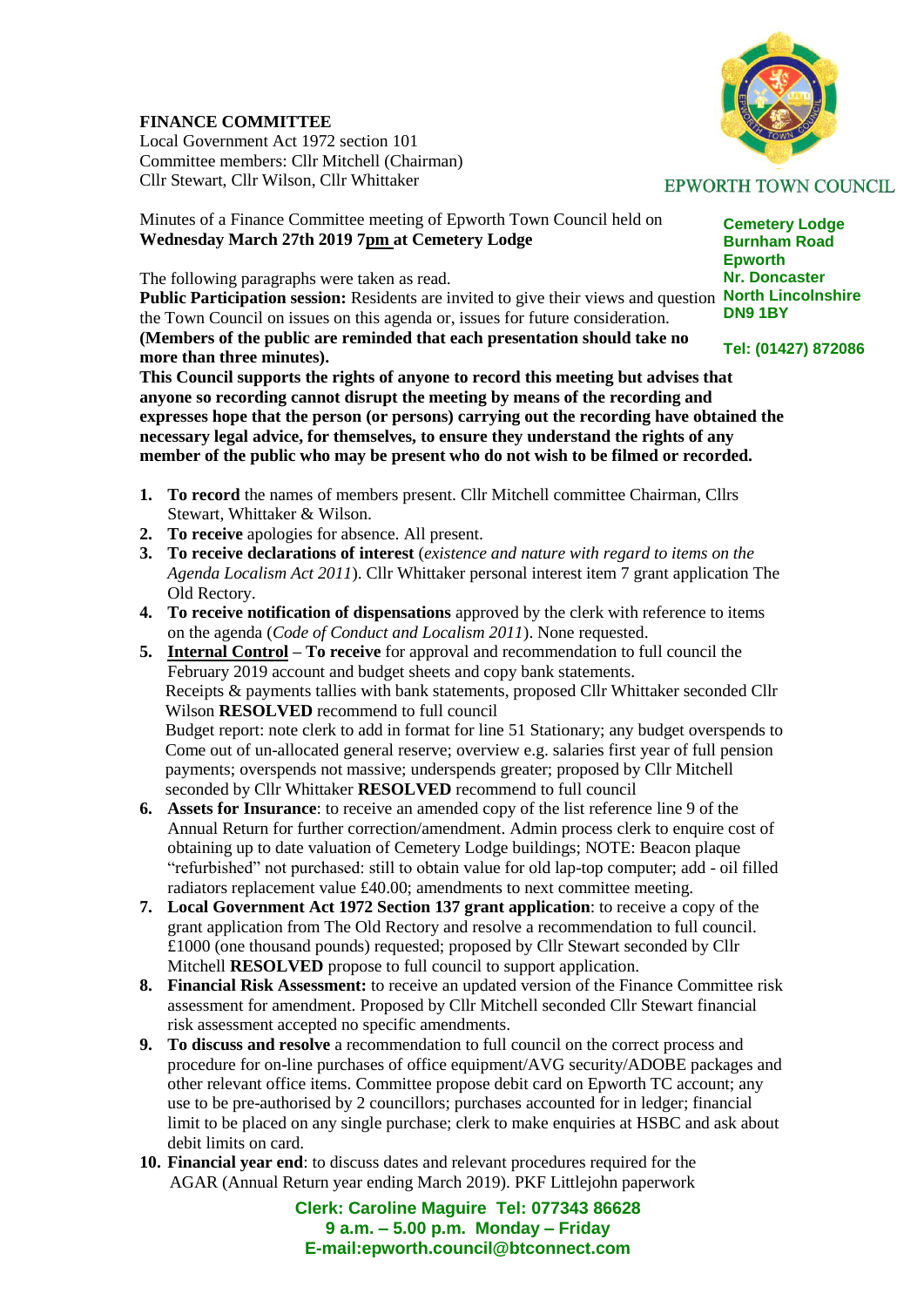**FINANCE COMMITTEE**
Local Government Act 1972 section 101
Committee members: Cllr Mitchell (Chairman)
Cllr Stewart, Cllr Wilson, Cllr Whittaker

EPWORTH TOWN COUNCIL

**Cemetery Lodge**
**Burnham Road**
**Epworth**
**Nr. Doncaster**
**North Lincolnshire**
**DN9 1BY**

**Tel: (01427) 872086**

Minutes of a Finance Committee meeting of Epworth Town Council held on **Wednesday March 27th 2019 7pm at Cemetery Lodge**

The following paragraphs were taken as read.
**Public Participation session:** Residents are invited to give their views and question the Town Council on issues on this agenda or, issues for future consideration.
**(Members of the public are reminded that each presentation should take no more than three minutes).**
**This Council supports the rights of anyone to record this meeting but advises that anyone so recording cannot disrupt the meeting by means of the recording and expresses hope that the person (or persons) carrying out the recording have obtained the necessary legal advice, for themselves, to ensure they understand the rights of any member of the public who may be present who do not wish to be filmed or recorded.**

1. **To record** the names of members present. Cllr Mitchell committee Chairman, Cllrs Stewart, Whittaker & Wilson.
2. **To receive** apologies for absence. All present.
3. **To receive declarations of interest** (*existence and nature with regard to items on the Agenda Localism Act 2011*). Cllr Whittaker personal interest item 7 grant application The Old Rectory.
4. **To receive notification of dispensations** approved by the clerk with reference to items on the agenda (*Code of Conduct and Localism 2011*). None requested.
5. **Internal Control – To receive** for approval and recommendation to full council the February 2019 account and budget sheets and copy bank statements.
   Receipts & payments tallies with bank statements, proposed Cllr Whittaker seconded Cllr Wilson **RESOLVED** recommend to full council
   Budget report: note clerk to add in format for line 51 Stationary; any budget overspends to Come out of un-allocated general reserve; overview e.g. salaries first year of full pension payments; overspends not massive; underspends greater; proposed by Cllr Mitchell seconded by Cllr Whittaker **RESOLVED** recommend to full council
6. **Assets for Insurance**: to receive an amended copy of the list reference line 9 of the Annual Return for further correction/amendment. Admin process clerk to enquire cost of obtaining up to date valuation of Cemetery Lodge buildings; NOTE: Beacon plaque "refurbished" not purchased: still to obtain value for old lap-top computer; add - oil filled radiators replacement value £40.00; amendments to next committee meeting.
7. **Local Government Act 1972 Section 137 grant application**: to receive a copy of the grant application from The Old Rectory and resolve a recommendation to full council. £1000 (one thousand pounds) requested; proposed by Cllr Stewart seconded by Cllr Mitchell **RESOLVED** propose to full council to support application.
8. **Financial Risk Assessment:** to receive an updated version of the Finance Committee risk assessment for amendment. Proposed by Cllr Mitchell seconded Cllr Stewart financial risk assessment accepted no specific amendments.
9. **To discuss and resolve** a recommendation to full council on the correct process and procedure for on-line purchases of office equipment/AVG security/ADOBE packages and other relevant office items. Committee propose debit card on Epworth TC account; any use to be pre-authorised by 2 councillors; purchases accounted for in ledger; financial limit to be placed on any single purchase; clerk to make enquiries at HSBC and ask about debit limits on card.
10. **Financial year end**: to discuss dates and relevant procedures required for the AGAR (Annual Return year ending March 2019). PKF Littlejohn paperwork

**Clerk: Caroline Maguire Tel: 077343 86628**
**9 a.m. – 5.00 p.m. Monday – Friday**
**E-mail:epworth.council@btconnect.com**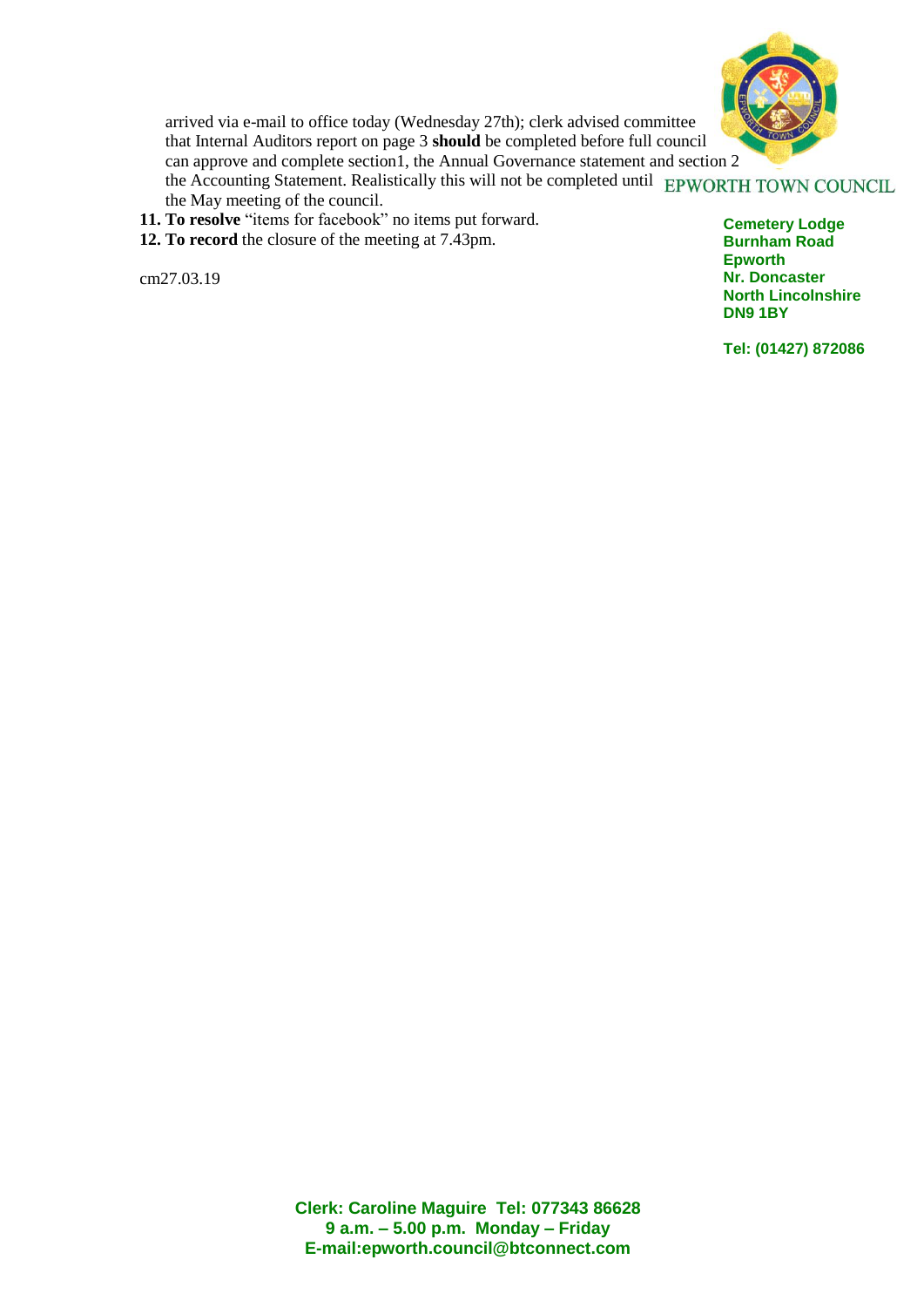arrived via e-mail to office today (Wednesday 27th); clerk advised committee that Internal Auditors report on page 3 **should** be completed before full council can approve and complete section1, the Annual Governance statement and section 2 the Accounting Statement. Realistically this will not be completed until the May meeting of the council.

**11. To resolve** "items for facebook" no items put forward.

**12. To record** the closure of the meeting at 7.43pm.

cm27.03.19

EPWORTH TOWN COUNCIL

**Cemetery Lodge**
**Burnham Road**
**Epworth**
**Nr. Doncaster**
**North Lincolnshire**
**DN9 1BY**

**Tel: (01427) 872086**

**Clerk: Caroline Maguire Tel: 077343 86628**
**9 a.m. – 5.00 p.m. Monday – Friday**
**E-mail:epworth.council@btconnect.com**